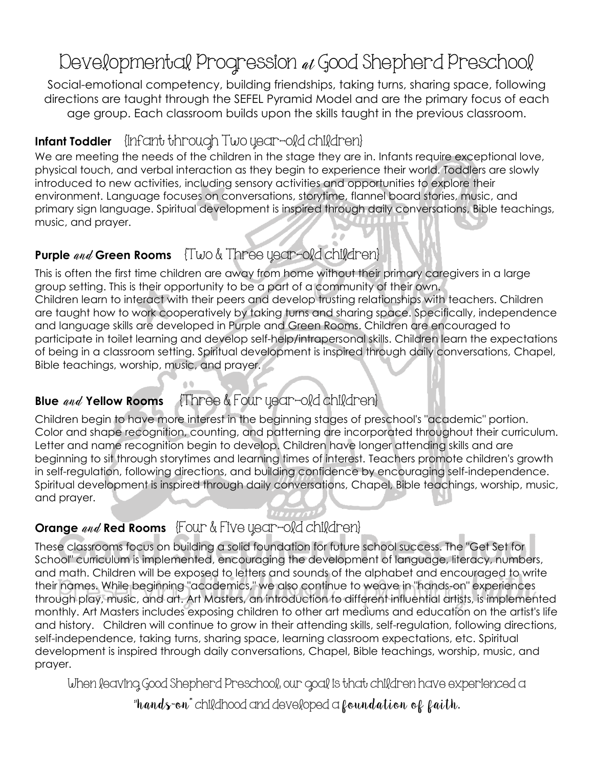# Developmental Progression *at* Good Shepherd Preschool

Social-emotional competency, building friendships, taking turns, sharing space, following directions are taught through the SEFEL Pyramid Model and are the primary focus of each age group. Each classroom builds upon the skills taught in the previous classroom.

### **Infant Toddler** {Infant through Two year-old children}

We are meeting the needs of the children in the stage they are in. Infants require exceptional love, physical touch, and verbal interaction as they begin to experience their world. Toddlers are slowly introduced to new activities, including sensory activities and opportunities to explore their environment. Language focuses on conversations, storytime, flannel board stories, music, and primary sign language. Spiritual development is inspired through daily conversations, Bible teachings, music, and prayer.

### **Purple *and* Green Rooms** {Two & Three year-old children}

This is often the first time children are away from home without their primary caregivers in a large group setting. This is their opportunity to be a part of a community of their own.
Children learn to interact with their peers and develop trusting relationships with teachers. Children are taught how to work cooperatively by taking turns and sharing space. Specifically, independence and language skills are developed in Purple and Green Rooms. Children are encouraged to participate in toilet learning and develop self-help/intrapersonal skills. Children learn the expectations of being in a classroom setting. Spiritual development is inspired through daily conversations, Chapel, Bible teachings, worship, music, and prayer.

### **Blue *and* Yellow Rooms** {Three & Four year-old children}

Children begin to have more interest in the beginning stages of preschool's "academic" portion. Color and shape recognition, counting, and patterning are incorporated throughout their curriculum. Letter and name recognition begin to develop. Children have longer attending skills and are beginning to sit through storytimes and learning times of interest. Teachers promote children's growth in self-regulation, following directions, and building confidence by encouraging self-independence. Spiritual development is inspired through daily conversations, Chapel, Bible teachings, worship, music, and prayer.

### **Orange *and* Red Rooms** {Four & Five year-old children}

These classrooms focus on building a solid foundation for future school success. The "Get Set for School" curriculum is implemented, encouraging the development of language, literacy, numbers, and math. Children will be exposed to letters and sounds of the alphabet and encouraged to write their names. While beginning "academics," we also continue to weave in "hands-on" experiences through play, music, and art. Art Masters, an introduction to different influential artists, is implemented monthly. Art Masters includes exposing children to other art mediums and education on the artist's life and history. Children will continue to grow in their attending skills, self-regulation, following directions, self-independence, taking turns, sharing space, learning classroom expectations, etc. Spiritual development is inspired through daily conversations, Chapel, Bible teachings, worship, music, and prayer.

When leaving Good Shepherd Preschool, our goal is that children have experienced a "**hands-on**" childhood and developed a **foundation of faith.**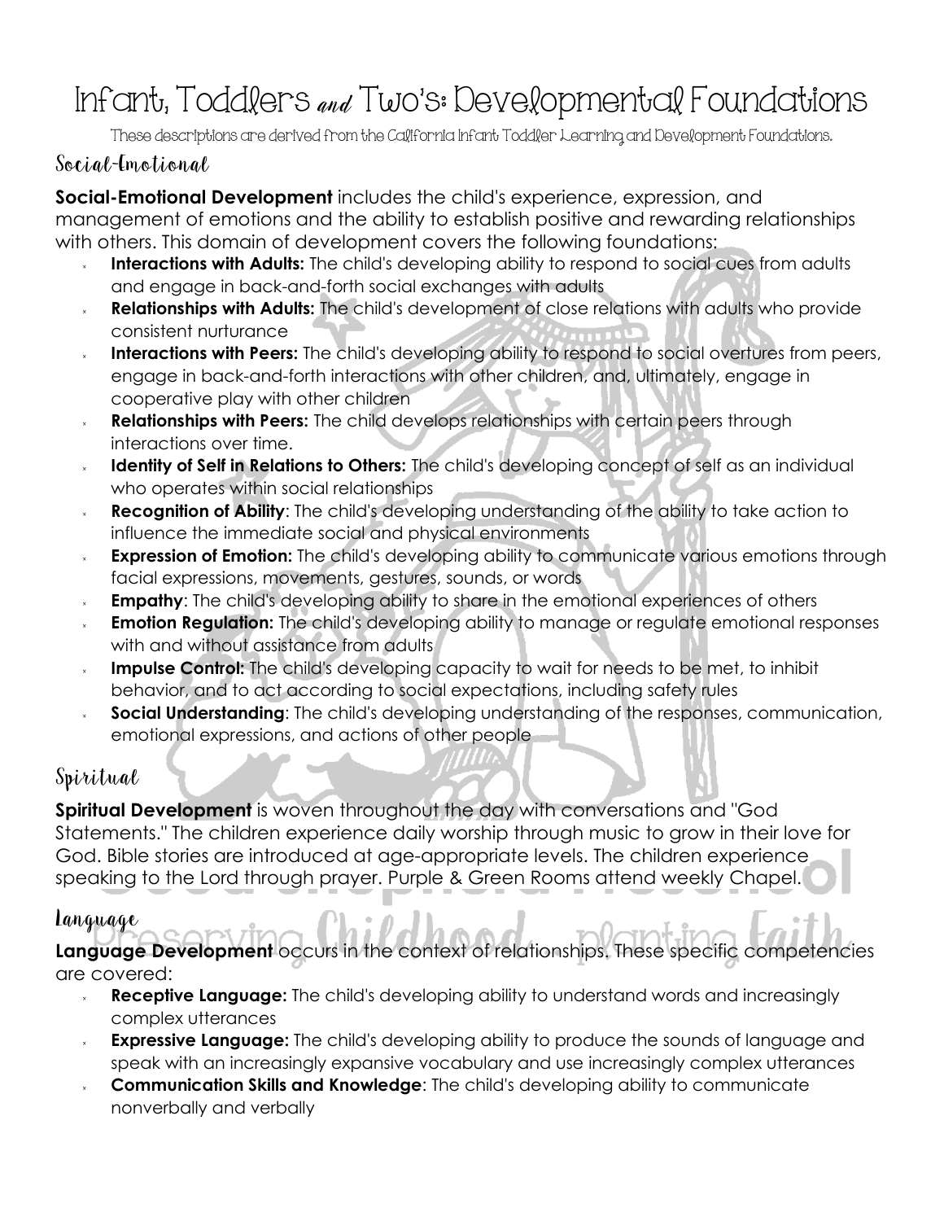# Infant, Toddlers and Two's: Developmental Foundations

These descriptions are derived from the California Infant Toddler Learning and Development Foundations.

## Social-Emotional

**Social-Emotional Development** includes the child's experience, expression, and management of emotions and the ability to establish positive and rewarding relationships with others. This domain of development covers the following foundations:

- **Interactions with Adults:** The child's developing ability to respond to social cues from adults and engage in back-and-forth social exchanges with adults
- **Relationships with Adults:** The child's development of close relations with adults who provide consistent nurturance
- **Interactions with Peers:** The child's developing ability to respond to social overtures from peers, engage in back-and-forth interactions with other children, and, ultimately, engage in cooperative play with other children
- **Relationships with Peers:** The child develops relationships with certain peers through interactions over time.
- **Identity of Self in Relations to Others:** The child's developing concept of self as an individual who operates within social relationships
- **Recognition of Ability**: The child's developing understanding of the ability to take action to influence the immediate social and physical environments
- **Expression of Emotion:** The child's developing ability to communicate various emotions through facial expressions, movements, gestures, sounds, or words
- **Empathy**: The child's developing ability to share in the emotional experiences of others
- **Emotion Regulation:** The child's developing ability to manage or regulate emotional responses with and without assistance from adults
- **Impulse Control:** The child's developing capacity to wait for needs to be met, to inhibit behavior, and to act according to social expectations, including safety rules
- **Social Understanding**: The child's developing understanding of the responses, communication, emotional expressions, and actions of other people

## Spiritual

**Spiritual Development** is woven throughout the day with conversations and "God Statements." The children experience daily worship through music to grow in their love for God. Bible stories are introduced at age-appropriate levels. The children experience speaking to the Lord through prayer. Purple & Green Rooms attend weekly Chapel.

## Language

**Language Development** occurs in the context of relationships. These specific competencies are covered:

- **Receptive Language:** The child's developing ability to understand words and increasingly complex utterances
- **Expressive Language:** The child's developing ability to produce the sounds of language and speak with an increasingly expansive vocabulary and use increasingly complex utterances
- **Communication Skills and Knowledge**: The child's developing ability to communicate nonverbally and verbally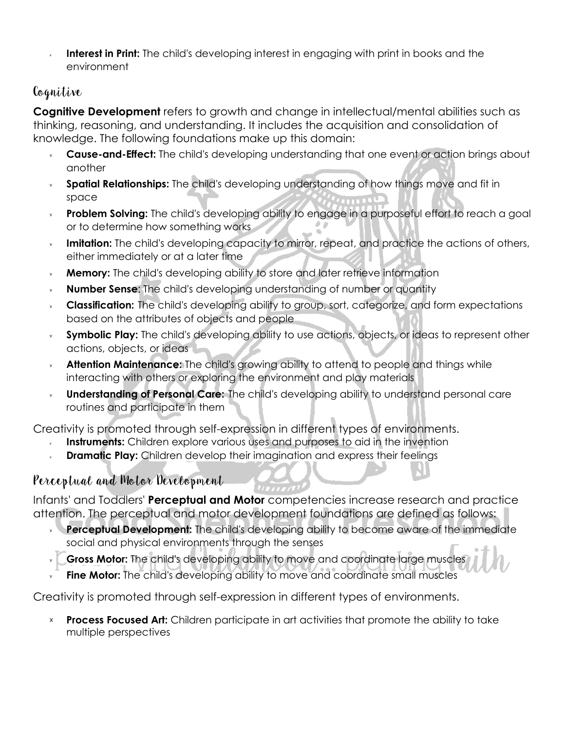- **Interest in Print:** The child's developing interest in engaging with print in books and the environment

## Cognitive

**Cognitive Development** refers to growth and change in intellectual/mental abilities such as thinking, reasoning, and understanding. It includes the acquisition and consolidation of knowledge. The following foundations make up this domain:

- **Cause-and-Effect:** The child's developing understanding that one event or action brings about another
- **Spatial Relationships:** The child's developing understanding of how things move and fit in space
- **Problem Solving:** The child's developing ability to engage in a purposeful effort to reach a goal or to determine how something works
- **Imitation:** The child's developing capacity to mirror, repeat, and practice the actions of others, either immediately or at a later time
- **Memory:** The child's developing ability to store and later retrieve information
- **Number Sense**: The child's developing understanding of number or quantity
- **Classification:** The child's developing ability to group, sort, categorize, and form expectations based on the attributes of objects and people
- **Symbolic Play:** The child's developing ability to use actions, objects, or ideas to represent other actions, objects, or ideas
- **Attention Maintenance:** The child's growing ability to attend to people and things while interacting with others or exploring the environment and play materials
- **Understanding of Personal Care:** The child's developing ability to understand personal care routines and participate in them

Creativity is promoted through self-expression in different types of environments.

- **Instruments:** Children explore various uses and purposes to aid in the invention
- **Dramatic Play:** Children develop their imagination and express their feelings

## Perceptual and Motor Development

Infants' and Toddlers' **Perceptual and Motor** competencies increase research and practice attention. The perceptual and motor development foundations are defined as follows:

- **Perceptual Development:** The child's developing ability to become aware of the immediate social and physical environments through the senses
- **Gross Motor:** The child's developing ability to move and coordinate large muscles
- **Fine Motor:** The child's developing ability to move and coordinate small muscles

Creativity is promoted through self-expression in different types of environments.

- **Process Focused Art:** Children participate in art activities that promote the ability to take multiple perspectives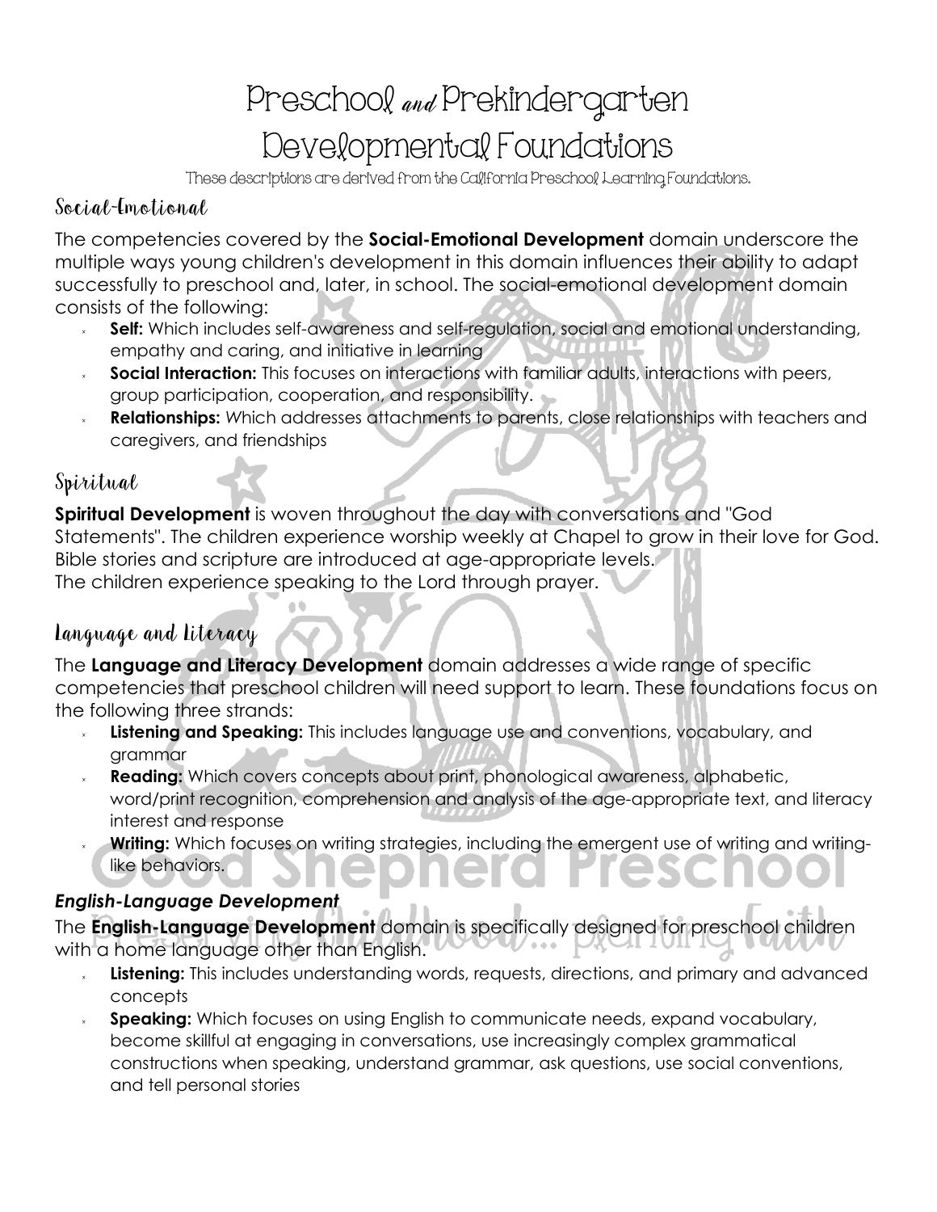# Preschool and Prekindergarten Developmental Foundations

These descriptions are derived from the California Preschool Learning Foundations.

## Social-Emotional

The competencies covered by the **Social-Emotional Development** domain underscore the multiple ways young children's development in this domain influences their ability to adapt successfully to preschool and, later, in school. The social-emotional development domain consists of the following:

- **Self:** Which includes self-awareness and self-regulation, social and emotional understanding, empathy and caring, and initiative in learning
- **Social Interaction:** This focuses on interactions with familiar adults, interactions with peers, group participation, cooperation, and responsibility.
- **Relationships:** Which addresses attachments to parents, close relationships with teachers and caregivers, and friendships

## Spiritual

**Spiritual Development** is woven throughout the day with conversations and "God Statements". The children experience worship weekly at Chapel to grow in their love for God. Bible stories and scripture are introduced at age-appropriate levels.
The children experience speaking to the Lord through prayer.

## Language and Literacy

The **Language and Literacy Development** domain addresses a wide range of specific competencies that preschool children will need support to learn. These foundations focus on the following three strands:

- **Listening and Speaking:** This includes language use and conventions, vocabulary, and grammar
- **Reading:** Which covers concepts about print, phonological awareness, alphabetic, word/print recognition, comprehension and analysis of the age-appropriate text, and literacy interest and response
- **Writing:** Which focuses on writing strategies, including the emergent use of writing and writing-like behaviors.

### *English-Language Development*

The **English-Language Development** domain is specifically designed for preschool children with a home language other than English.

- **Listening:** This includes understanding words, requests, directions, and primary and advanced concepts
- **Speaking:** Which focuses on using English to communicate needs, expand vocabulary, become skillful at engaging in conversations, use increasingly complex grammatical constructions when speaking, understand grammar, ask questions, use social conventions, and tell personal stories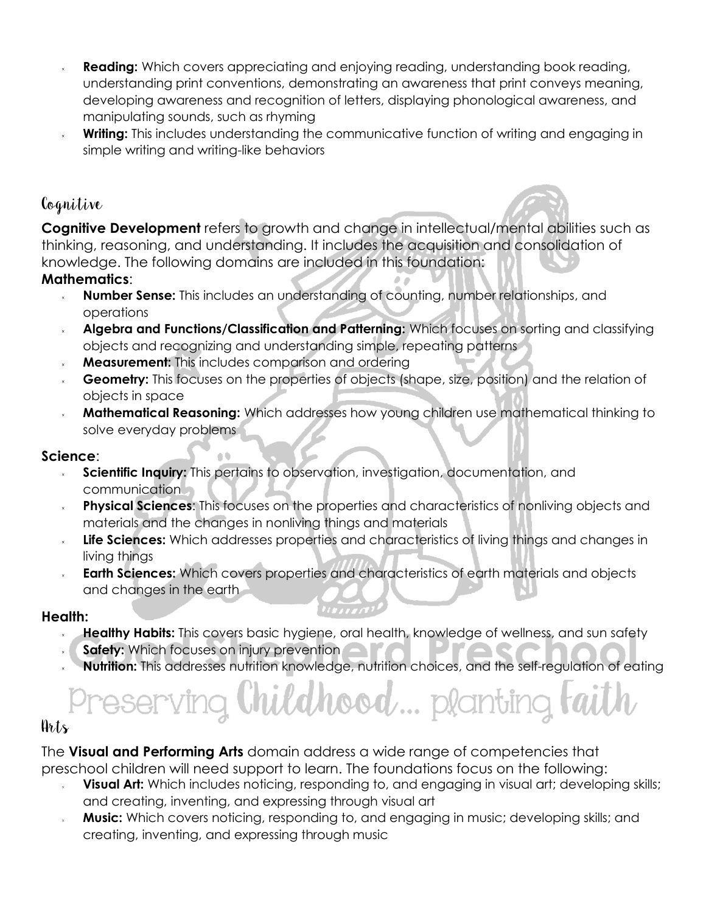- **Reading:** Which covers appreciating and enjoying reading, understanding book reading, understanding print conventions, demonstrating an awareness that print conveys meaning, developing awareness and recognition of letters, displaying phonological awareness, and manipulating sounds, such as rhyming
- **Writing:** This includes understanding the communicative function of writing and engaging in simple writing and writing-like behaviors

## Cognitive

**Cognitive Development** refers to growth and change in intellectual/mental abilities such as thinking, reasoning, and understanding. It includes the acquisition and consolidation of knowledge. The following domains are included in this foundation:

**Mathematics**:

- **Number Sense:** This includes an understanding of counting, number relationships, and operations
- **Algebra and Functions/Classification and Patterning:** Which focuses on sorting and classifying objects and recognizing and understanding simple, repeating patterns
- **Measurement:** This includes comparison and ordering
- **Geometry:** This focuses on the properties of objects (shape, size, position) and the relation of objects in space
- **Mathematical Reasoning:** Which addresses how young children use mathematical thinking to solve everyday problems

**Science**:

- **Scientific Inquiry:** This pertains to observation, investigation, documentation, and communication
- **Physical Sciences**: This focuses on the properties and characteristics of nonliving objects and materials and the changes in nonliving things and materials
- **Life Sciences:** Which addresses properties and characteristics of living things and changes in living things
- **Earth Sciences:** Which covers properties and characteristics of earth materials and objects and changes in the earth

**Health:**

- **Healthy Habits:** This covers basic hygiene, oral health, knowledge of wellness, and sun safety
- **Safety:** Which focuses on injury prevention
- **Nutrition:** This addresses nutrition knowledge, nutrition choices, and the self-regulation of eating

## Arts

The **Visual and Performing Arts** domain address a wide range of competencies that preschool children will need support to learn. The foundations focus on the following:

- **Visual Art:** Which includes noticing, responding to, and engaging in visual art; developing skills; and creating, inventing, and expressing through visual art
- **Music:** Which covers noticing, responding to, and engaging in music; developing skills; and creating, inventing, and expressing through music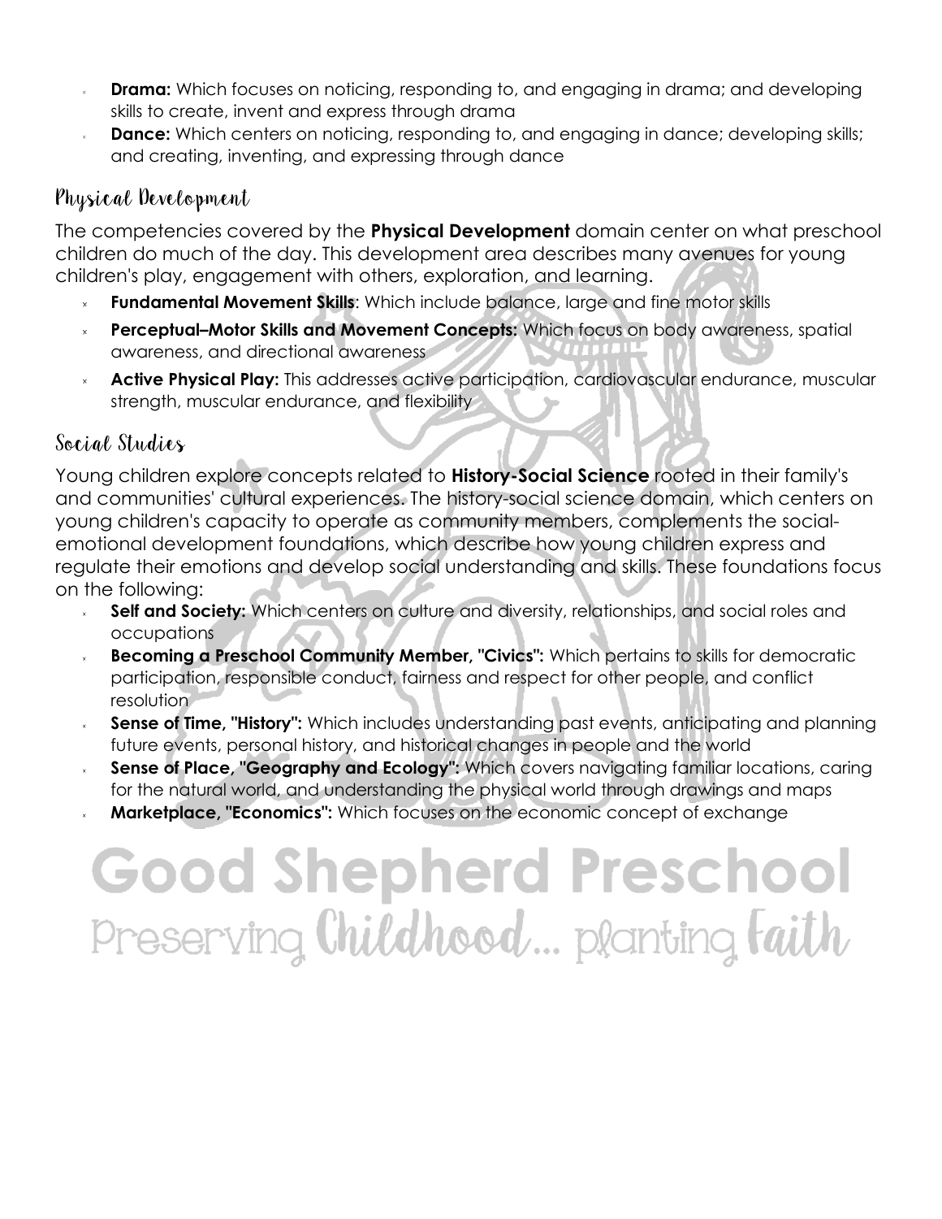- **Drama:** Which focuses on noticing, responding to, and engaging in drama; and developing skills to create, invent and express through drama
- **Dance:** Which centers on noticing, responding to, and engaging in dance; developing skills; and creating, inventing, and expressing through dance

## Physical Development

The competencies covered by the **Physical Development** domain center on what preschool children do much of the day. This development area describes many avenues for young children's play, engagement with others, exploration, and learning.

- **Fundamental Movement Skills**: Which include balance, large and fine motor skills
- **Perceptual–Motor Skills and Movement Concepts:** Which focus on body awareness, spatial awareness, and directional awareness
- **Active Physical Play:** This addresses active participation, cardiovascular endurance, muscular strength, muscular endurance, and flexibility

## Social Studies

Young children explore concepts related to **History-Social Science** rooted in their family's and communities' cultural experiences. The history-social science domain, which centers on young children's capacity to operate as community members, complements the social-emotional development foundations, which describe how young children express and regulate their emotions and develop social understanding and skills. These foundations focus on the following:

- **Self and Society:** Which centers on culture and diversity, relationships, and social roles and occupations
- **Becoming a Preschool Community Member, "Civics":** Which pertains to skills for democratic participation, responsible conduct, fairness and respect for other people, and conflict resolution
- **Sense of Time, "History":** Which includes understanding past events, anticipating and planning future events, personal history, and historical changes in people and the world
- **Sense of Place, "Geography and Ecology":** Which covers navigating familiar locations, caring for the natural world, and understanding the physical world through drawings and maps
- **Marketplace, "Economics":** Which focuses on the economic concept of exchange